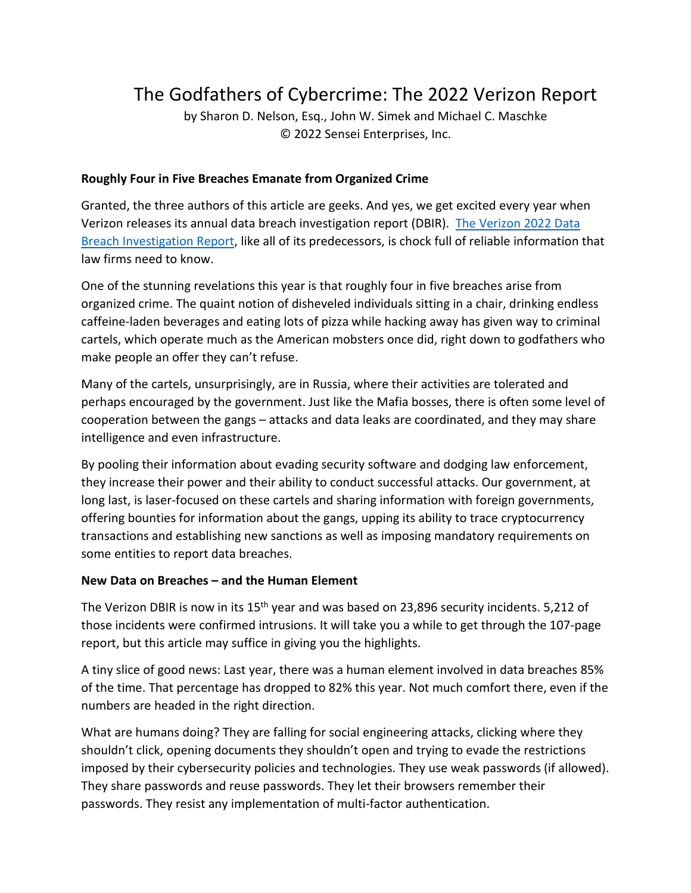# The Godfathers of Cybercrime: The 2022 Verizon Report

by Sharon D. Nelson, Esq., John W. Simek and Michael C. Maschke
© 2022 Sensei Enterprises, Inc.

**Roughly Four in Five Breaches Emanate from Organized Crime**

Granted, the three authors of this article are geeks. And yes, we get excited every year when Verizon releases its annual data breach investigation report (DBIR). The Verizon 2022 Data Breach Investigation Report, like all of its predecessors, is chock full of reliable information that law firms need to know.

One of the stunning revelations this year is that roughly four in five breaches arise from organized crime. The quaint notion of disheveled individuals sitting in a chair, drinking endless caffeine-laden beverages and eating lots of pizza while hacking away has given way to criminal cartels, which operate much as the American mobsters once did, right down to godfathers who make people an offer they can't refuse.

Many of the cartels, unsurprisingly, are in Russia, where their activities are tolerated and perhaps encouraged by the government. Just like the Mafia bosses, there is often some level of cooperation between the gangs – attacks and data leaks are coordinated, and they may share intelligence and even infrastructure.

By pooling their information about evading security software and dodging law enforcement, they increase their power and their ability to conduct successful attacks. Our government, at long last, is laser-focused on these cartels and sharing information with foreign governments, offering bounties for information about the gangs, upping its ability to trace cryptocurrency transactions and establishing new sanctions as well as imposing mandatory requirements on some entities to report data breaches.

**New Data on Breaches – and the Human Element**

The Verizon DBIR is now in its 15th year and was based on 23,896 security incidents. 5,212 of those incidents were confirmed intrusions. It will take you a while to get through the 107-page report, but this article may suffice in giving you the highlights.

A tiny slice of good news: Last year, there was a human element involved in data breaches 85% of the time. That percentage has dropped to 82% this year. Not much comfort there, even if the numbers are headed in the right direction.

What are humans doing? They are falling for social engineering attacks, clicking where they shouldn't click, opening documents they shouldn't open and trying to evade the restrictions imposed by their cybersecurity policies and technologies. They use weak passwords (if allowed). They share passwords and reuse passwords. They let their browsers remember their passwords. They resist any implementation of multi-factor authentication.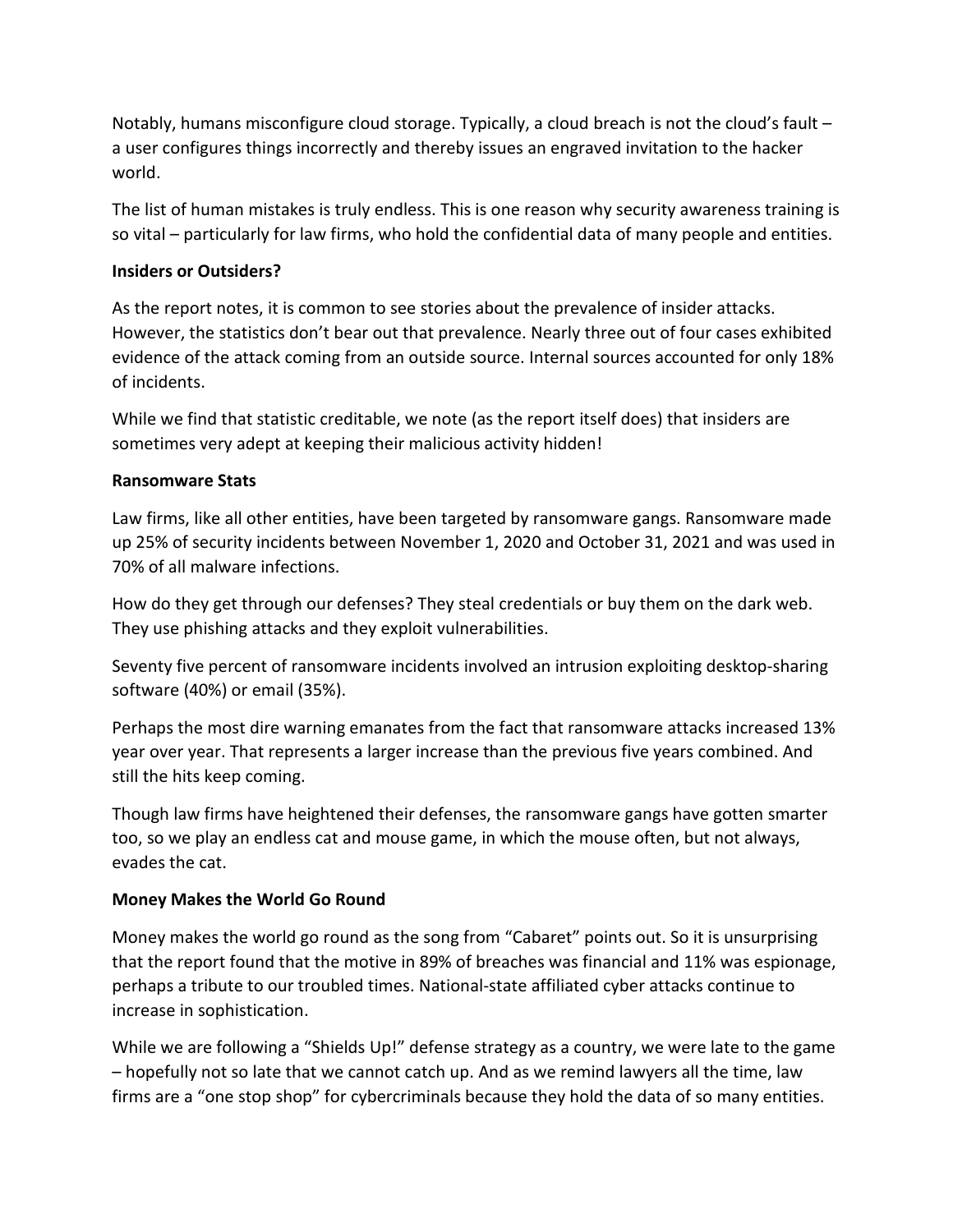Notably, humans misconfigure cloud storage. Typically, a cloud breach is not the cloud's fault – a user configures things incorrectly and thereby issues an engraved invitation to the hacker world.

The list of human mistakes is truly endless. This is one reason why security awareness training is so vital – particularly for law firms, who hold the confidential data of many people and entities.

**Insiders or Outsiders?**

As the report notes, it is common to see stories about the prevalence of insider attacks. However, the statistics don't bear out that prevalence. Nearly three out of four cases exhibited evidence of the attack coming from an outside source. Internal sources accounted for only 18% of incidents.

While we find that statistic creditable, we note (as the report itself does) that insiders are sometimes very adept at keeping their malicious activity hidden!

**Ransomware Stats**

Law firms, like all other entities, have been targeted by ransomware gangs. Ransomware made up 25% of security incidents between November 1, 2020 and October 31, 2021 and was used in 70% of all malware infections.

How do they get through our defenses? They steal credentials or buy them on the dark web. They use phishing attacks and they exploit vulnerabilities.

Seventy five percent of ransomware incidents involved an intrusion exploiting desktop-sharing software (40%) or email (35%).

Perhaps the most dire warning emanates from the fact that ransomware attacks increased 13% year over year. That represents a larger increase than the previous five years combined. And still the hits keep coming.

Though law firms have heightened their defenses, the ransomware gangs have gotten smarter too, so we play an endless cat and mouse game, in which the mouse often, but not always, evades the cat.

**Money Makes the World Go Round**

Money makes the world go round as the song from "Cabaret" points out. So it is unsurprising that the report found that the motive in 89% of breaches was financial and 11% was espionage, perhaps a tribute to our troubled times. National-state affiliated cyber attacks continue to increase in sophistication.

While we are following a "Shields Up!" defense strategy as a country, we were late to the game – hopefully not so late that we cannot catch up. And as we remind lawyers all the time, law firms are a "one stop shop" for cybercriminals because they hold the data of so many entities.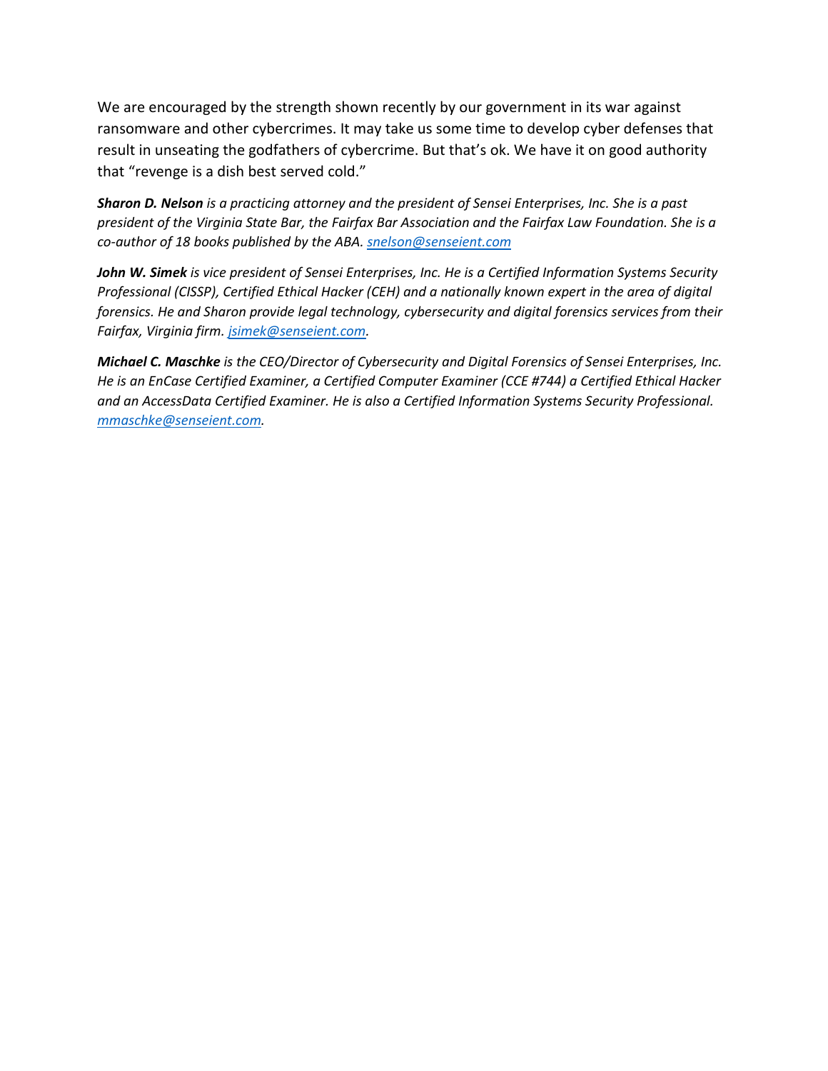We are encouraged by the strength shown recently by our government in its war against ransomware and other cybercrimes. It may take us some time to develop cyber defenses that result in unseating the godfathers of cybercrime. But that's ok. We have it on good authority that "revenge is a dish best served cold."

***Sharon D. Nelson*** *is a practicing attorney and the president of Sensei Enterprises, Inc. She is a past president of the Virginia State Bar, the Fairfax Bar Association and the Fairfax Law Foundation. She is a co-author of 18 books published by the ABA.* *snelson@senseient.com*

***John W. Simek*** *is vice president of Sensei Enterprises, Inc. He is a Certified Information Systems Security Professional (CISSP), Certified Ethical Hacker (CEH) and a nationally known expert in the area of digital forensics. He and Sharon provide legal technology, cybersecurity and digital forensics services from their Fairfax, Virginia firm.* *jsimek@senseient.com.*

***Michael C. Maschke*** *is the CEO/Director of Cybersecurity and Digital Forensics of Sensei Enterprises, Inc. He is an EnCase Certified Examiner, a Certified Computer Examiner (CCE #744) a Certified Ethical Hacker and an AccessData Certified Examiner. He is also a Certified Information Systems Security Professional.* *mmaschke@senseient.com.*